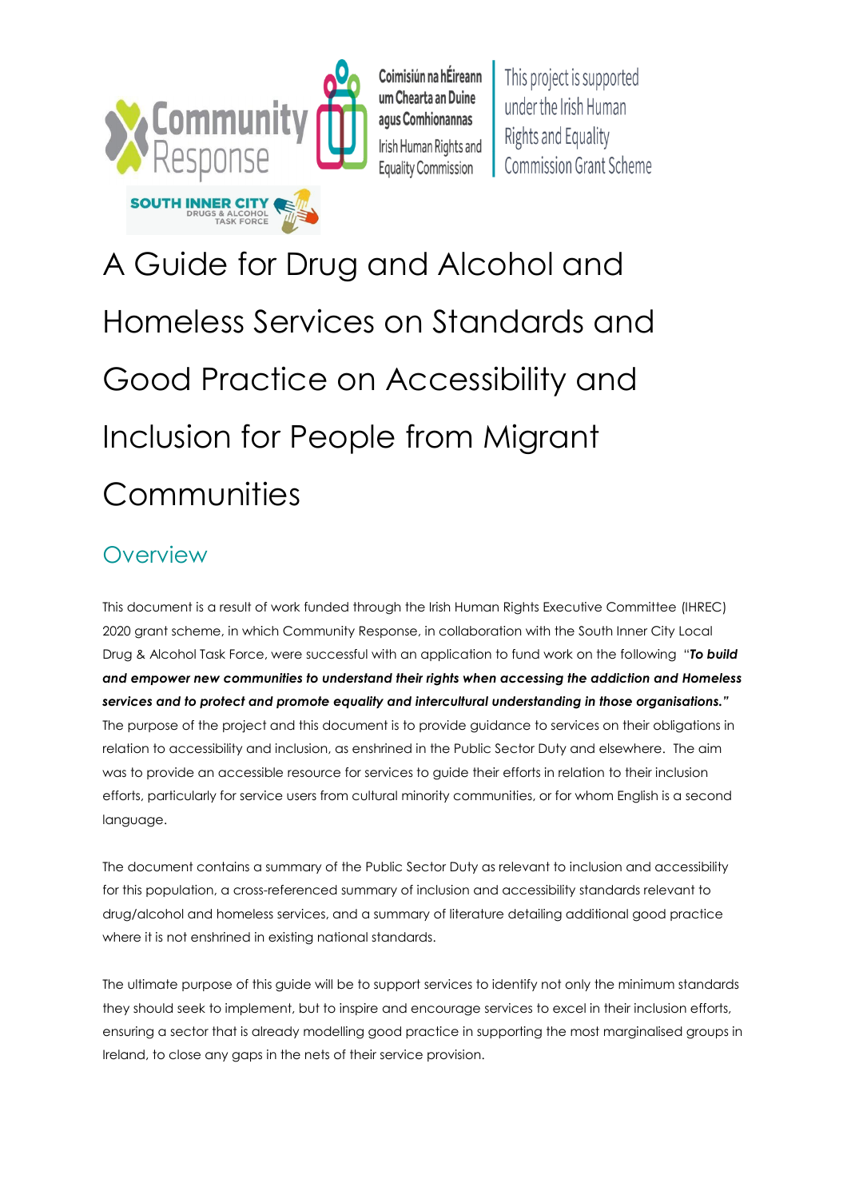Coimisiún na hÉireann um Chearta an Duine agus Comhionannas
Irish Human Rights and Equality Commission

This project is supported under the Irish Human Rights and Equality Commission Grant Scheme

# A Guide for Drug and Alcohol and Homeless Services on Standards and Good Practice on Accessibility and Inclusion for People from Migrant Communities

## Overview

This document is a result of work funded through the Irish Human Rights Executive Committee (IHREC) 2020 grant scheme, in which Community Response, in collaboration with the South Inner City Local Drug & Alcohol Task Force, were successful with an application to fund work on the following "***To build and empower new communities to understand their rights when accessing the addiction and Homeless services and to protect and promote equality and intercultural understanding in those organisations."*** The purpose of the project and this document is to provide guidance to services on their obligations in relation to accessibility and inclusion, as enshrined in the Public Sector Duty and elsewhere. The aim was to provide an accessible resource for services to guide their efforts in relation to their inclusion efforts, particularly for service users from cultural minority communities, or for whom English is a second language.

The document contains a summary of the Public Sector Duty as relevant to inclusion and accessibility for this population, a cross-referenced summary of inclusion and accessibility standards relevant to drug/alcohol and homeless services, and a summary of literature detailing additional good practice where it is not enshrined in existing national standards.

The ultimate purpose of this guide will be to support services to identify not only the minimum standards they should seek to implement, but to inspire and encourage services to excel in their inclusion efforts, ensuring a sector that is already modelling good practice in supporting the most marginalised groups in Ireland, to close any gaps in the nets of their service provision.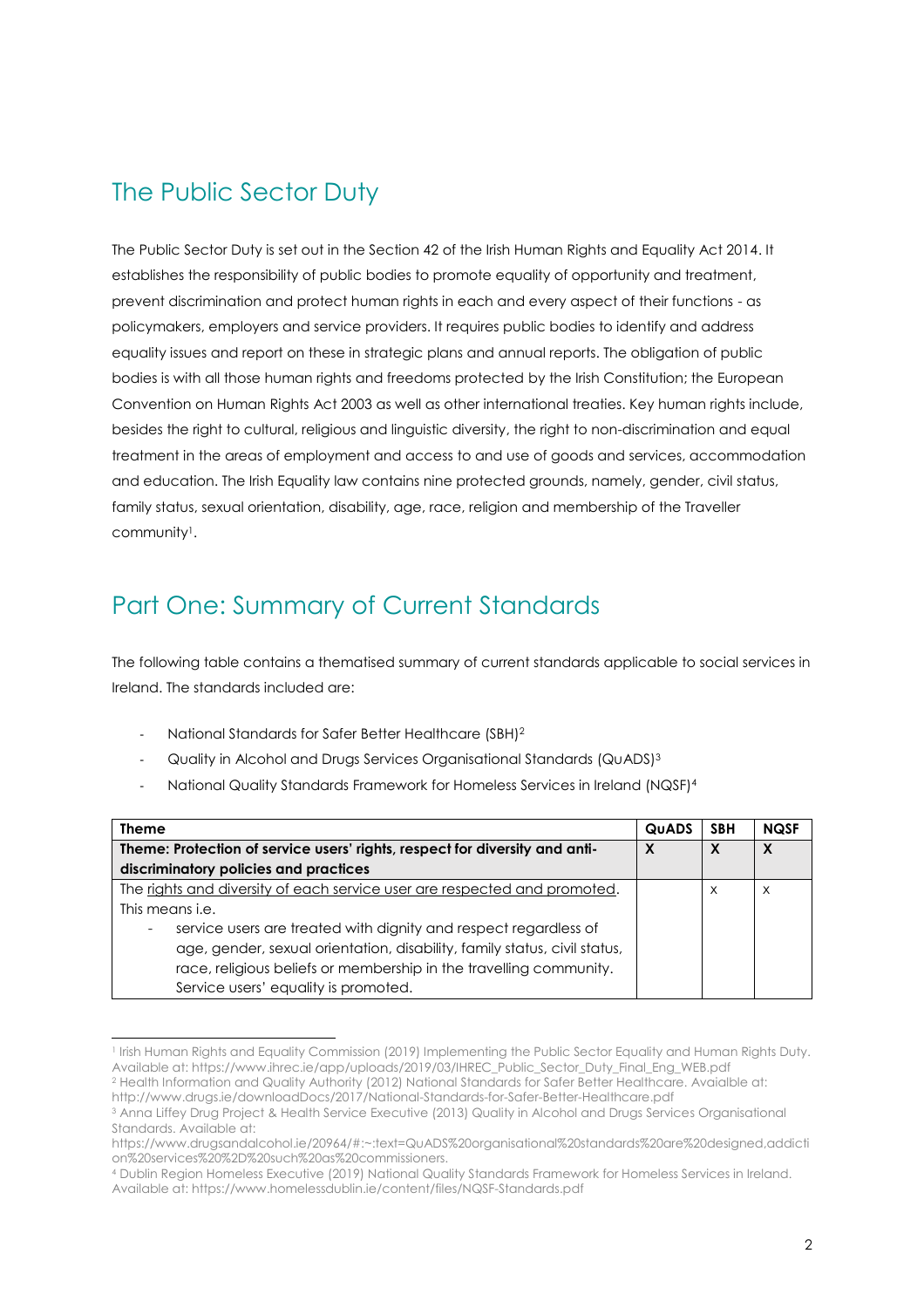## The Public Sector Duty

The Public Sector Duty is set out in the Section 42 of the Irish Human Rights and Equality Act 2014. It establishes the responsibility of public bodies to promote equality of opportunity and treatment, prevent discrimination and protect human rights in each and every aspect of their functions - as policymakers, employers and service providers. It requires public bodies to identify and address equality issues and report on these in strategic plans and annual reports. The obligation of public bodies is with all those human rights and freedoms protected by the Irish Constitution; the European Convention on Human Rights Act 2003 as well as other international treaties. Key human rights include, besides the right to cultural, religious and linguistic diversity, the right to non-discrimination and equal treatment in the areas of employment and access to and use of goods and services, accommodation and education. The Irish Equality law contains nine protected grounds, namely, gender, civil status, family status, sexual orientation, disability, age, race, religion and membership of the Traveller community[1].

## Part One: Summary of Current Standards

The following table contains a thematised summary of current standards applicable to social services in Ireland. The standards included are:

- National Standards for Safer Better Healthcare (SBH)[2]
- Quality in Alcohol and Drugs Services Organisational Standards (QuADS)[3]
- National Quality Standards Framework for Homeless Services in Ireland (NQSF)[4]

| Theme | QuADS | SBH | NQSF |
|---|---|---|---|
| **Theme: Protection of service users' rights, respect for diversity and anti-discriminatory policies and practices** | **X** | **X** | **X** |
| The rights and diversity of each service user are respected and promoted. This means i.e.<br>- service users are treated with dignity and respect regardless of age, gender, sexual orientation, disability, family status, civil status, race, religious beliefs or membership in the travelling community. Service users' equality is promoted. | | x | x |

[1] Irish Human Rights and Equality Commission (2019) Implementing the Public Sector Equality and Human Rights Duty. Available at: https://www.ihrec.ie/app/uploads/2019/03/IHREC_Public_Sector_Duty_Final_Eng_WEB.pdf

[2] Health Information and Quality Authority (2012) National Standards for Safer Better Healthcare. Avaialble at: http://www.drugs.ie/downloadDocs/2017/National-Standards-for-Safer-Better-Healthcare.pdf

[3] Anna Liffey Drug Project & Health Service Executive (2013) Quality in Alcohol and Drugs Services Organisational Standards. Available at: https://www.drugsandalcohol.ie/20964/#:~:text=QuADS%20organisational%20standards%20are%20designed,addiction%20services%20%2D%20such%20as%20commissioners.

[4] Dublin Region Homeless Executive (2019) National Quality Standards Framework for Homeless Services in Ireland. Available at: https://www.homelessdublin.ie/content/files/NQSF-Standards.pdf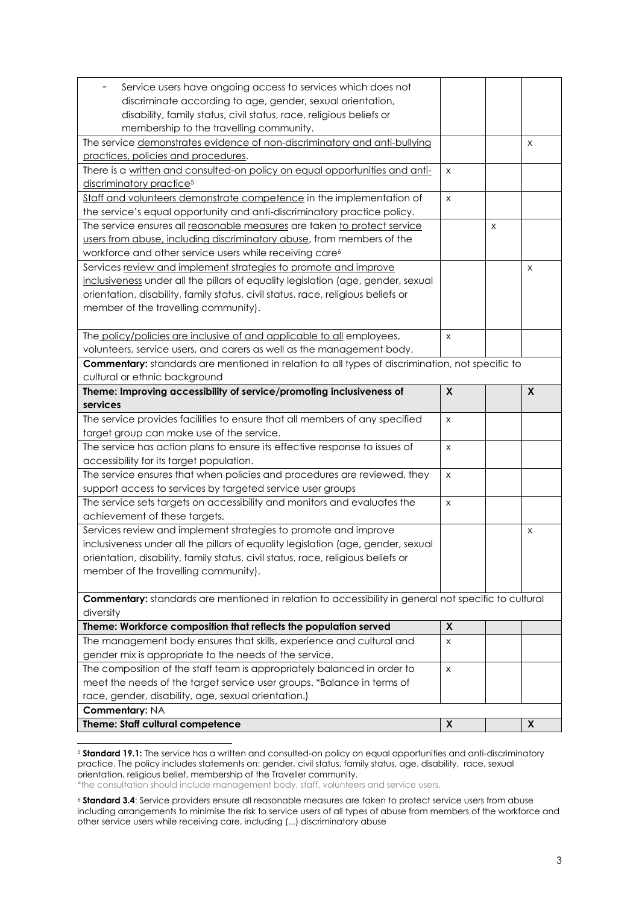| | | | |
|---|---|---|---|
| - Service users have ongoing access to services which does not discriminate according to age, gender, sexual orientation, disability, family status, civil status, race, religious beliefs or membership to the travelling community. | | | |
| The service <u>demonstrates evidence of non-discriminatory and anti-bullying practices, policies and procedures</u>. | | | x |
| There is a <u>written and consulted-on policy on equal opportunities and anti-discriminatory practice</u>[5] | x | | |
| <u>Staff and volunteers demonstrate competence</u> in the implementation of the service's equal opportunity and anti-discriminatory practice policy. | x | | |
| The service ensures all <u>reasonable measures</u> are taken <u>to protect service users from abuse, including discriminatory abuse</u>, from members of the workforce and other service users while receiving care[6] | | x | |
| Services <u>review and implement strategies to promote and improve inclusiveness</u> under all the pillars of equality legislation (age, gender, sexual orientation, disability, family status, civil status, race, religious beliefs or member of the travelling community). | | | x |
| The <u>policy/policies are inclusive of and applicable to all</u> employees, volunteers, service users, and carers as well as the management body. | x | | |
| **Commentary:** standards are mentioned in relation to all types of discrimination, not specific to cultural or ethnic background | | | |
| **Theme: Improving accessibility of service/promoting inclusiveness of services** | **X** | | **X** |
| The service provides facilities to ensure that all members of any specified target group can make use of the service. | x | | |
| The service has action plans to ensure its effective response to issues of accessibility for its target population. | x | | |
| The service ensures that when policies and procedures are reviewed, they support access to services by targeted service user groups | x | | |
| The service sets targets on accessibility and monitors and evaluates the achievement of these targets. | x | | |
| Services review and implement strategies to promote and improve inclusiveness under all the pillars of equality legislation (age, gender, sexual orientation, disability, family status, civil status, race, religious beliefs or member of the travelling community). | | | x |
| **Commentary:** standards are mentioned in relation to accessibility in general not specific to cultural diversity | | | |
| **Theme: Workforce composition that reflects the population served** | **X** | | |
| The management body ensures that skills, experience and cultural and gender mix is appropriate to the needs of the service. | x | | |
| The composition of the staff team is appropriately balanced in order to meet the needs of the target service user groups. *Balance in terms of race, gender, disability, age, sexual orientation.) | x | | |
| **Commentary:** NA | | | |
| **Theme: Staff cultural competence** | **X** | | **X** |

[5] **Standard 19.1:** The service has a written and consulted-on policy on equal opportunities and anti-discriminatory practice. The policy includes statements on: gender, civil status, family status, age, disability, race, sexual orientation, religious belief, membership of the Traveller community.
*the consultation should include management body, staff, volunteers and service users.

[6] **Standard 3.4**: Service providers ensure all reasonable measures are taken to protect service users from abuse including arrangements to minimise the risk to service users of all types of abuse from members of the workforce and other service users while receiving care, including (...) discriminatory abuse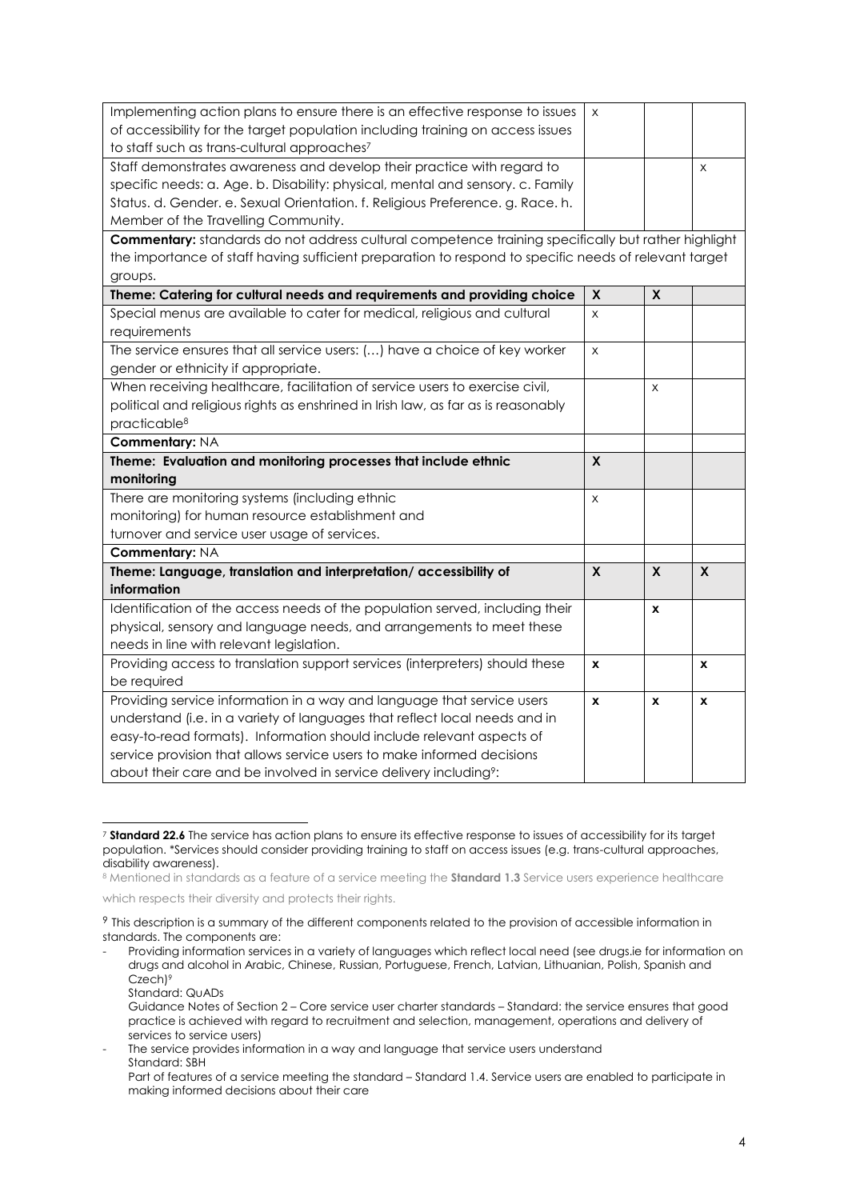| | | | |
|---|---|---|---|
| Implementing action plans to ensure there is an effective response to issues of accessibility for the target population including training on access issues to staff such as trans-cultural approaches[7] | x | | |
| Staff demonstrates awareness and develop their practice with regard to specific needs: a. Age. b. Disability: physical, mental and sensory. c. Family Status. d. Gender. e. Sexual Orientation. f. Religious Preference. g. Race. h. Member of the Travelling Community. | | | x |
| **Commentary:** standards do not address cultural competence training specifically but rather highlight the importance of staff having sufficient preparation to respond to specific needs of relevant target groups. | | | |
| **Theme: Catering for cultural needs and requirements and providing choice** | **X** | **X** | |
| Special menus are available to cater for medical, religious and cultural requirements | x | | |
| The service ensures that all service users: (…) have a choice of key worker gender or ethnicity if appropriate. | x | | |
| When receiving healthcare, facilitation of service users to exercise civil, political and religious rights as enshrined in Irish law, as far as is reasonably practicable[8] | | x | |
| **Commentary:** NA | | | |
| **Theme: Evaluation and monitoring processes that include ethnic monitoring** | **X** | | |
| There are monitoring systems (including ethnic monitoring) for human resource establishment and turnover and service user usage of services. | x | | |
| **Commentary:** NA | | | |
| **Theme: Language, translation and interpretation/ accessibility of information** | **X** | **X** | **X** |
| Identification of the access needs of the population served, including their physical, sensory and language needs, and arrangements to meet these needs in line with relevant legislation. | | **x** | |
| Providing access to translation support services (interpreters) should these be required | **x** | | **x** |
| Providing service information in a way and language that service users understand (i.e. in a variety of languages that reflect local needs and in easy-to-read formats). Information should include relevant aspects of service provision that allows service users to make informed decisions about their care and be involved in service delivery including[9]: | **x** | **x** | **x** |

[7] **Standard 22.6** The service has action plans to ensure its effective response to issues of accessibility for its target population. *Services should consider providing training to staff on access issues (e.g. trans-cultural approaches, disability awareness).

[8] Mentioned in standards as a feature of a service meeting the **Standard 1.3** Service users experience healthcare which respects their diversity and protects their rights.

[9] This description is a summary of the different components related to the provision of accessible information in standards. The components are:

- Providing information services in a variety of languages which reflect local need (see drugs.ie for information on drugs and alcohol in Arabic, Chinese, Russian, Portuguese, French, Latvian, Lithuanian, Polish, Spanish and Czech)[9]
  Standard: QuADs
  Guidance Notes of Section 2 – Core service user charter standards – Standard: the service ensures that good practice is achieved with regard to recruitment and selection, management, operations and delivery of services to service users)
- The service provides information in a way and language that service users understand
  Standard: SBH
  Part of features of a service meeting the standard – Standard 1.4. Service users are enabled to participate in making informed decisions about their care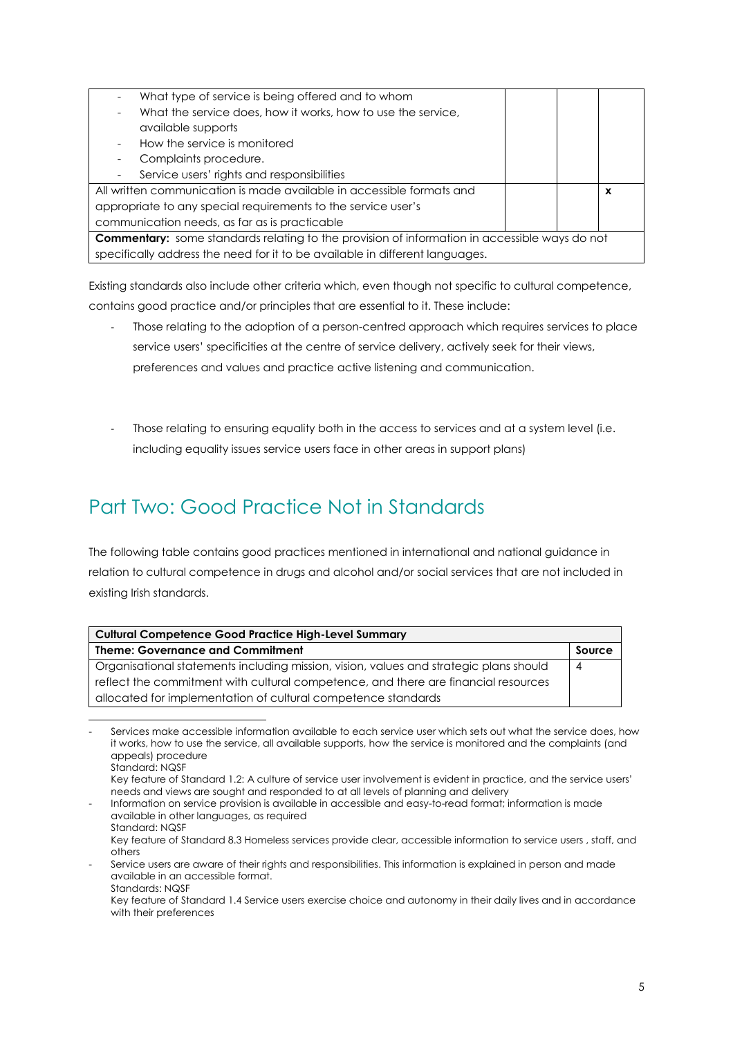| | | | |
|---|---|---|---|
| - What type of service is being offered and to whom<br>- What the service does, how it works, how to use the service, available supports<br>- How the service is monitored<br>- Complaints procedure.<br>- Service users' rights and responsibilities | | | |
| All written communication is made available in accessible formats and appropriate to any special requirements to the service user's communication needs, as far as is practicable | | | x |
| **Commentary:** some standards relating to the provision of information in accessible ways do not specifically address the need for it to be available in different languages. | | | |

Existing standards also include other criteria which, even though not specific to cultural competence, contains good practice and/or principles that are essential to it. These include:

- Those relating to the adoption of a person-centred approach which requires services to place service users' specificities at the centre of service delivery, actively seek for their views, preferences and values and practice active listening and communication.

- Those relating to ensuring equality both in the access to services and at a system level (i.e. including equality issues service users face in other areas in support plans)

## Part Two: Good Practice Not in Standards

The following table contains good practices mentioned in international and national guidance in relation to cultural competence in drugs and alcohol and/or social services that are not included in existing Irish standards.

| **Cultural Competence Good Practice High-Level Summary** | |
|---|---|
| **Theme: Governance and Commitment** | **Source** |
| Organisational statements including mission, vision, values and strategic plans should reflect the commitment with cultural competence, and there are financial resources allocated for implementation of cultural competence standards | 4 |

- Services make accessible information available to each service user which sets out what the service does, how it works, how to use the service, all available supports, how the service is monitored and the complaints (and appeals) procedure
  Standard: NQSF
  Key feature of Standard 1.2: A culture of service user involvement is evident in practice, and the service users' needs and views are sought and responded to at all levels of planning and delivery
- Information on service provision is available in accessible and easy-to-read format; information is made available in other languages, as required
  Standard: NQSF
  Key feature of Standard 8.3 Homeless services provide clear, accessible information to service users , staff, and others
- Service users are aware of their rights and responsibilities. This information is explained in person and made available in an accessible format.
  Standards: NQSF
  Key feature of Standard 1.4 Service users exercise choice and autonomy in their daily lives and in accordance with their preferences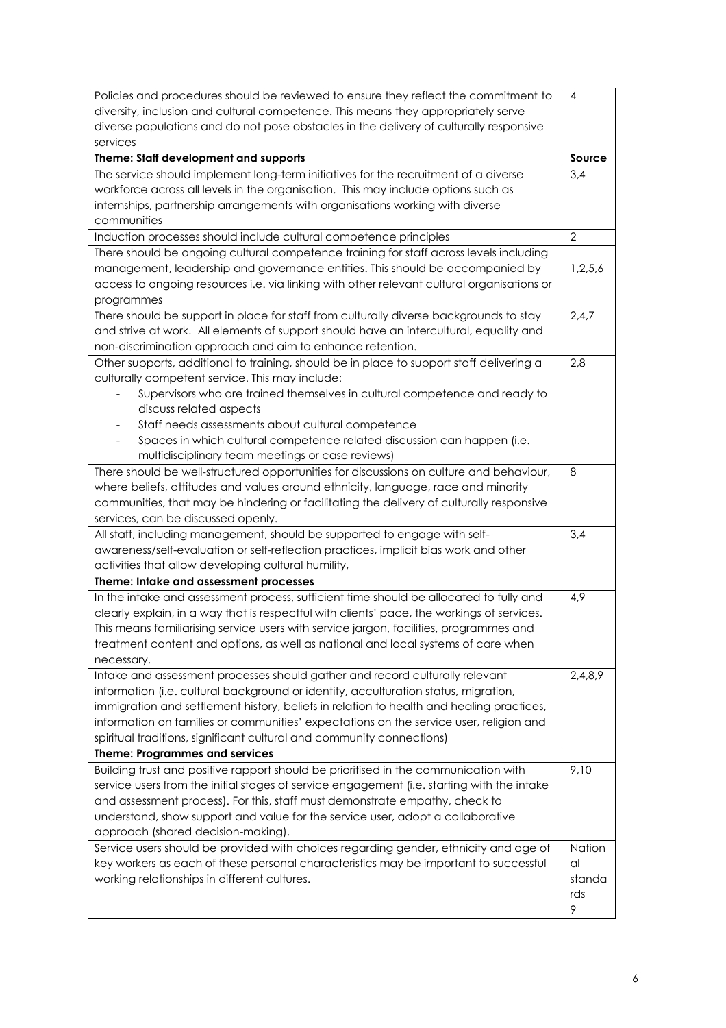| Policies and procedures should be reviewed to ensure they reflect the commitment to diversity, inclusion and cultural competence. This means they appropriately serve diverse populations and do not pose obstacles in the delivery of culturally responsive services | 4 |
|---|---|
| **Theme: Staff development and supports** | **Source** |
| The service should implement long-term initiatives for the recruitment of a diverse workforce across all levels in the organisation. This may include options such as internships, partnership arrangements with organisations working with diverse communities | 3,4 |
| Induction processes should include cultural competence principles | 2 |
| There should be ongoing cultural competence training for staff across levels including management, leadership and governance entities. This should be accompanied by access to ongoing resources i.e. via linking with other relevant cultural organisations or programmes | 1,2,5,6 |
| There should be support in place for staff from culturally diverse backgrounds to stay and strive at work. All elements of support should have an intercultural, equality and non-discrimination approach and aim to enhance retention. | 2,4,7 |
| Other supports, additional to training, should be in place to support staff delivering a culturally competent service. This may include: <br> - Supervisors who are trained themselves in cultural competence and ready to discuss related aspects <br> - Staff needs assessments about cultural competence <br> - Spaces in which cultural competence related discussion can happen (i.e. multidisciplinary team meetings or case reviews) | 2,8 |
| There should be well-structured opportunities for discussions on culture and behaviour, where beliefs, attitudes and values around ethnicity, language, race and minority communities, that may be hindering or facilitating the delivery of culturally responsive services, can be discussed openly. | 8 |
| All staff, including management, should be supported to engage with self-awareness/self-evaluation or self-reflection practices, implicit bias work and other activities that allow developing cultural humility, | 3,4 |
| **Theme: Intake and assessment processes** | |
| In the intake and assessment process, sufficient time should be allocated to fully and clearly explain, in a way that is respectful with clients' pace, the workings of services. This means familiarising service users with service jargon, facilities, programmes and treatment content and options, as well as national and local systems of care when necessary. | 4,9 |
| Intake and assessment processes should gather and record culturally relevant information (i.e. cultural background or identity, acculturation status, migration, immigration and settlement history, beliefs in relation to health and healing practices, information on families or communities' expectations on the service user, religion and spiritual traditions, significant cultural and community connections) | 2,4,8,9 |
| **Theme: Programmes and services** | |
| Building trust and positive rapport should be prioritised in the communication with service users from the initial stages of service engagement (i.e. starting with the intake and assessment process). For this, staff must demonstrate empathy, check to understand, show support and value for the service user, adopt a collaborative approach (shared decision-making). | 9,10 |
| Service users should be provided with choices regarding gender, ethnicity and age of key workers as each of these personal characteristics may be important to successful working relationships in different cultures. | National standards 9 |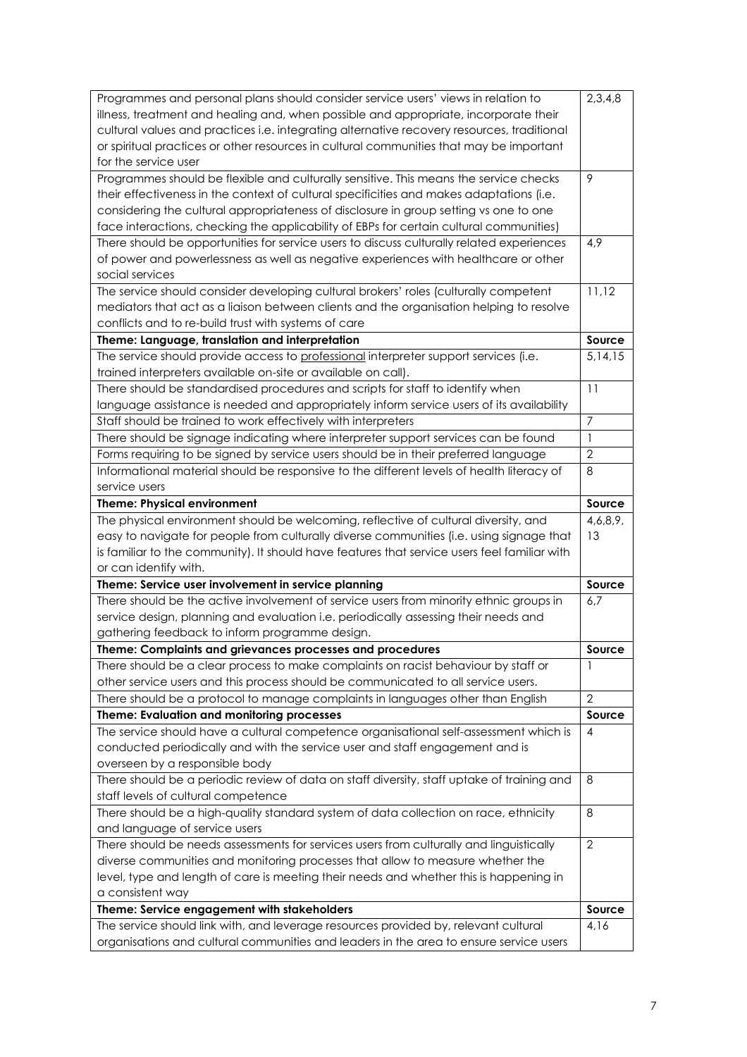| | |
|---|---|
| Programmes and personal plans should consider service users' views in relation to illness, treatment and healing and, when possible and appropriate, incorporate their cultural values and practices i.e. integrating alternative recovery resources, traditional or spiritual practices or other resources in cultural communities that may be important for the service user | 2,3,4,8 |
| Programmes should be flexible and culturally sensitive. This means the service checks their effectiveness in the context of cultural specificities and makes adaptations (i.e. considering the cultural appropriateness of disclosure in group setting vs one to one face interactions, checking the applicability of EBPs for certain cultural communities) | 9 |
| There should be opportunities for service users to discuss culturally related experiences of power and powerlessness as well as negative experiences with healthcare or other social services | 4,9 |
| The service should consider developing cultural brokers' roles (culturally competent mediators that act as a liaison between clients and the organisation helping to resolve conflicts and to re-build trust with systems of care | 11,12 |
| **Theme: Language, translation and interpretation** | **Source** |
| The service should provide access to professional interpreter support services (i.e. trained interpreters available on-site or available on call). | 5,14,15 |
| There should be standardised procedures and scripts for staff to identify when language assistance is needed and appropriately inform service users of its availability | 11 |
| Staff should be trained to work effectively with interpreters | 7 |
| There should be signage indicating where interpreter support services can be found | 1 |
| Forms requiring to be signed by service users should be in their preferred language | 2 |
| Informational material should be responsive to the different levels of health literacy of service users | 8 |
| **Theme: Physical environment** | **Source** |
| The physical environment should be welcoming, reflective of cultural diversity, and easy to navigate for people from culturally diverse communities (i.e. using signage that is familiar to the community). It should have features that service users feel familiar with or can identify with. | 4,6,8,9, 13 |
| **Theme: Service user involvement in service planning** | **Source** |
| There should be the active involvement of service users from minority ethnic groups in service design, planning and evaluation i.e. periodically assessing their needs and gathering feedback to inform programme design. | 6,7 |
| **Theme: Complaints and grievances processes and procedures** | **Source** |
| There should be a clear process to make complaints on racist behaviour by staff or other service users and this process should be communicated to all service users. | 1 |
| There should be a protocol to manage complaints in languages other than English | 2 |
| **Theme: Evaluation and monitoring processes** | **Source** |
| The service should have a cultural competence organisational self-assessment which is conducted periodically and with the service user and staff engagement and is overseen by a responsible body | 4 |
| There should be a periodic review of data on staff diversity, staff uptake of training and staff levels of cultural competence | 8 |
| There should be a high-quality standard system of data collection on race, ethnicity and language of service users | 8 |
| There should be needs assessments for services users from culturally and linguistically diverse communities and monitoring processes that allow to measure whether the level, type and length of care is meeting their needs and whether this is happening in a consistent way | 2 |
| **Theme: Service engagement with stakeholders** | **Source** |
| The service should link with, and leverage resources provided by, relevant cultural organisations and cultural communities and leaders in the area to ensure service users | 4,16 |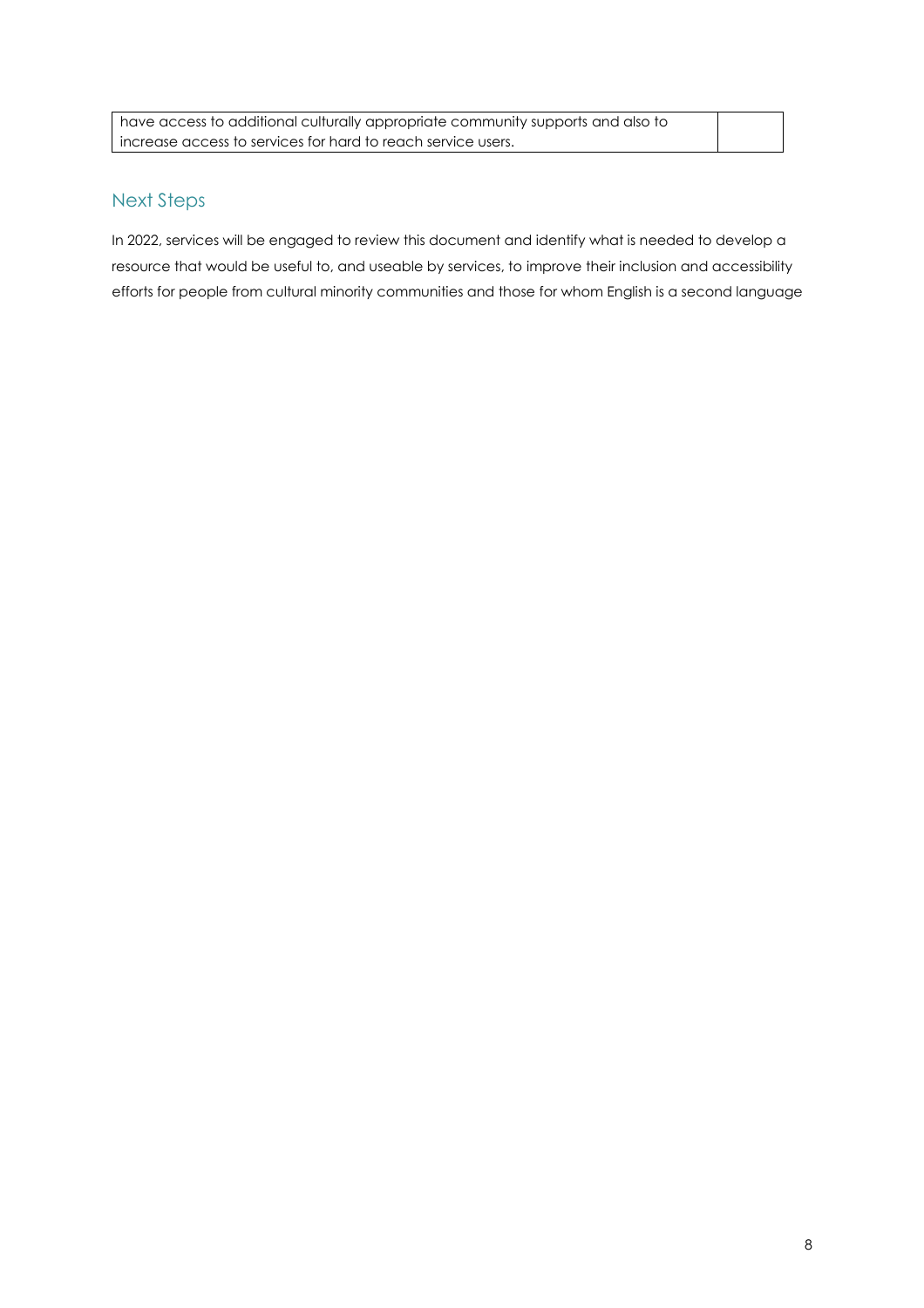| have access to additional culturally appropriate community supports and also to increase access to services for hard to reach service users. | |
|---|---|

## Next Steps

In 2022, services will be engaged to review this document and identify what is needed to develop a resource that would be useful to, and useable by services, to improve their inclusion and accessibility efforts for people from cultural minority communities and those for whom English is a second language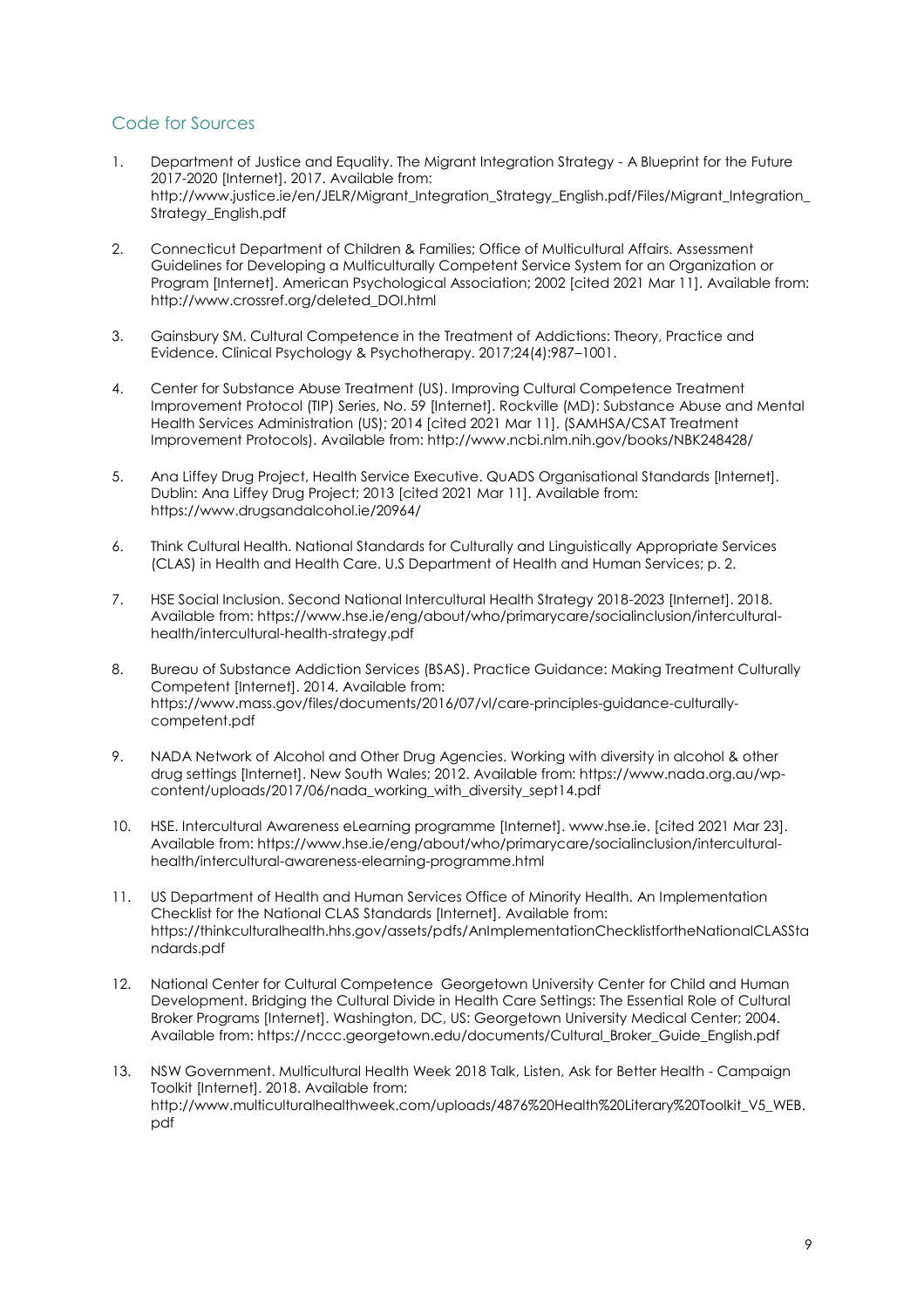## Code for Sources

1. Department of Justice and Equality. The Migrant Integration Strategy - A Blueprint for the Future 2017-2020 [Internet]. 2017. Available from: http://www.justice.ie/en/JELR/Migrant_Integration_Strategy_English.pdf/Files/Migrant_Integration_Strategy_English.pdf

2. Connecticut Department of Children & Families; Office of Multicultural Affairs. Assessment Guidelines for Developing a Multiculturally Competent Service System for an Organization or Program [Internet]. American Psychological Association; 2002 [cited 2021 Mar 11]. Available from: http://www.crossref.org/deleted_DOI.html

3. Gainsbury SM. Cultural Competence in the Treatment of Addictions: Theory, Practice and Evidence. Clinical Psychology & Psychotherapy. 2017;24(4):987–1001.

4. Center for Substance Abuse Treatment (US). Improving Cultural Competence Treatment Improvement Protocol (TIP) Series, No. 59 [Internet]. Rockville (MD): Substance Abuse and Mental Health Services Administration (US); 2014 [cited 2021 Mar 11]. (SAMHSA/CSAT Treatment Improvement Protocols). Available from: http://www.ncbi.nlm.nih.gov/books/NBK248428/

5. Ana Liffey Drug Project, Health Service Executive. QuADS Organisational Standards [Internet]. Dublin: Ana Liffey Drug Project; 2013 [cited 2021 Mar 11]. Available from: https://www.drugsandalcohol.ie/20964/

6. Think Cultural Health. National Standards for Culturally and Linguistically Appropriate Services (CLAS) in Health and Health Care. U.S Department of Health and Human Services; p. 2.

7. HSE Social Inclusion. Second National Intercultural Health Strategy 2018-2023 [Internet]. 2018. Available from: https://www.hse.ie/eng/about/who/primarycare/socialinclusion/intercultural-health/intercultural-health-strategy.pdf

8. Bureau of Substance Addiction Services (BSAS). Practice Guidance: Making Treatment Culturally Competent [Internet]. 2014. Available from: https://www.mass.gov/files/documents/2016/07/vl/care-principles-guidance-culturally-competent.pdf

9. NADA Network of Alcohol and Other Drug Agencies. Working with diversity in alcohol & other drug settings [Internet]. New South Wales; 2012. Available from: https://www.nada.org.au/wp-content/uploads/2017/06/nada_working_with_diversity_sept14.pdf

10. HSE. Intercultural Awareness eLearning programme [Internet]. www.hse.ie. [cited 2021 Mar 23]. Available from: https://www.hse.ie/eng/about/who/primarycare/socialinclusion/intercultural-health/intercultural-awareness-elearning-programme.html

11. US Department of Health and Human Services Office of Minority Health. An Implementation Checklist for the National CLAS Standards [Internet]. Available from: https://thinkculturalhealth.hhs.gov/assets/pdfs/AnImplementationChecklistfortheNationalCLASStandards.pdf

12. National Center for Cultural Competence Georgetown University Center for Child and Human Development. Bridging the Cultural Divide in Health Care Settings: The Essential Role of Cultural Broker Programs [Internet]. Washington, DC, US: Georgetown University Medical Center; 2004. Available from: https://nccc.georgetown.edu/documents/Cultural_Broker_Guide_English.pdf

13. NSW Government. Multicultural Health Week 2018 Talk, Listen, Ask for Better Health - Campaign Toolkit [Internet]. 2018. Available from: http://www.multiculturalhealthweek.com/uploads/4876%20Health%20Literary%20Toolkit_V5_WEB.pdf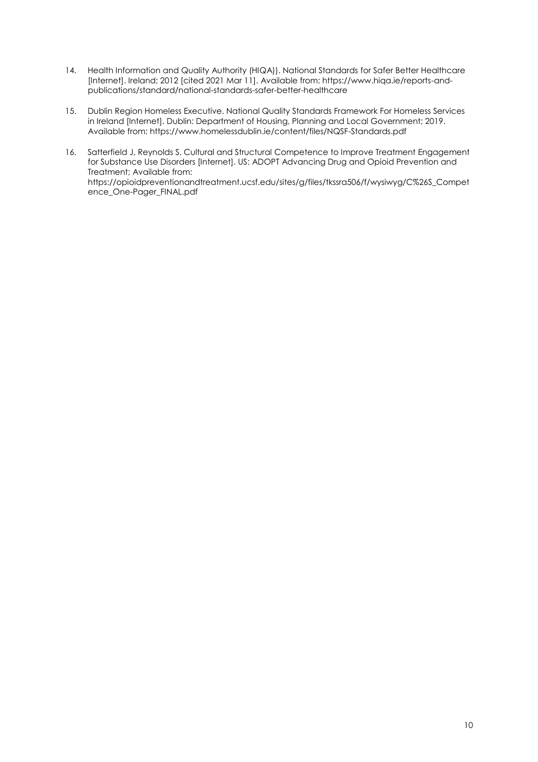14. Health Information and Quality Authority (HIQA)). National Standards for Safer Better Healthcare [Internet]. Ireland; 2012 [cited 2021 Mar 11]. Available from: https://www.hiqa.ie/reports-and-publications/standard/national-standards-safer-better-healthcare

15. Dublin Region Homeless Executive. National Quality Standards Framework For Homeless Services in Ireland [Internet]. Dublin: Department of Housing, Planning and Local Government; 2019. Available from: https://www.homelessdublin.ie/content/files/NQSF-Standards.pdf

16. Satterfield J, Reynolds S. Cultural and Structural Competence to Improve Treatment Engagement for Substance Use Disorders [Internet]. US: ADOPT Advancing Drug and Opioid Prevention and Treatment; Available from: https://opioidpreventionandtreatment.ucsf.edu/sites/g/files/tkssra506/f/wysiwyg/C%26S_Competence_One-Pager_FINAL.pdf